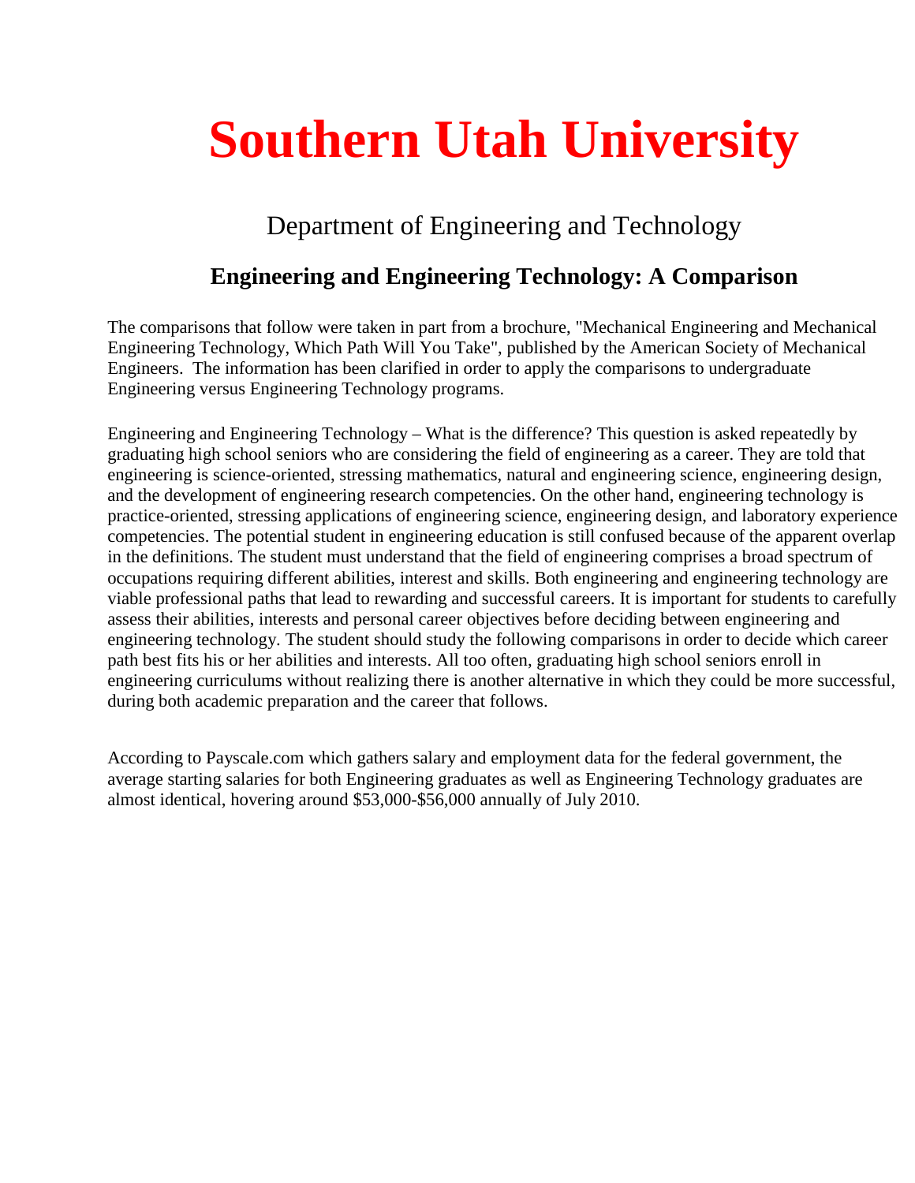# Southern Utah University

## Department of Engineering and Technology

### Engineering and Engineering Technology: A Comparison

The comparisons that follow were taken in part from a brochure, "Mechanical Engineering and Mechanical Engineering Technology, Which Path Will You Take", published by the American Society of Mechanical Engineers. The information has been clarified in order to apply the comparisons to undergraduate Engineering versus Engineering Technology programs.

Engineering and Engineering Technology – What is the difference? This question is asked repeatedly by graduating high school seniors who are considering the field of engineering as a career. They are told that engineering is science-oriented, stressing mathematics, natural and engineering science, engineering design, and the development of engineering research competencies. On the other hand, engineering technology is practice-oriented, stressing applications of engineering science, engineering design, and laboratory experience competencies. The potential student in engineering education is still confused because of the apparent overlap in the definitions. The student must understand that the field of engineering comprises a broad spectrum of occupations requiring different abilities, interest and skills. Both engineering and engineering technology are viable professional paths that lead to rewarding and successful careers. It is important for students to carefully assess their abilities, interests and personal career objectives before deciding between engineering and engineering technology. The student should study the following comparisons in order to decide which career path best fits his or her abilities and interests. All too often, graduating high school seniors enroll in engineering curriculums without realizing there is another alternative in which they could be more successful, during both academic preparation and the career that follows.

According to Payscale.com which gathers salary and employment data for the federal government, the average starting salaries for both Engineering graduates as well as Engineering Technology graduates are almost identical, hovering around $53,000-$56,000 annually of July 2010.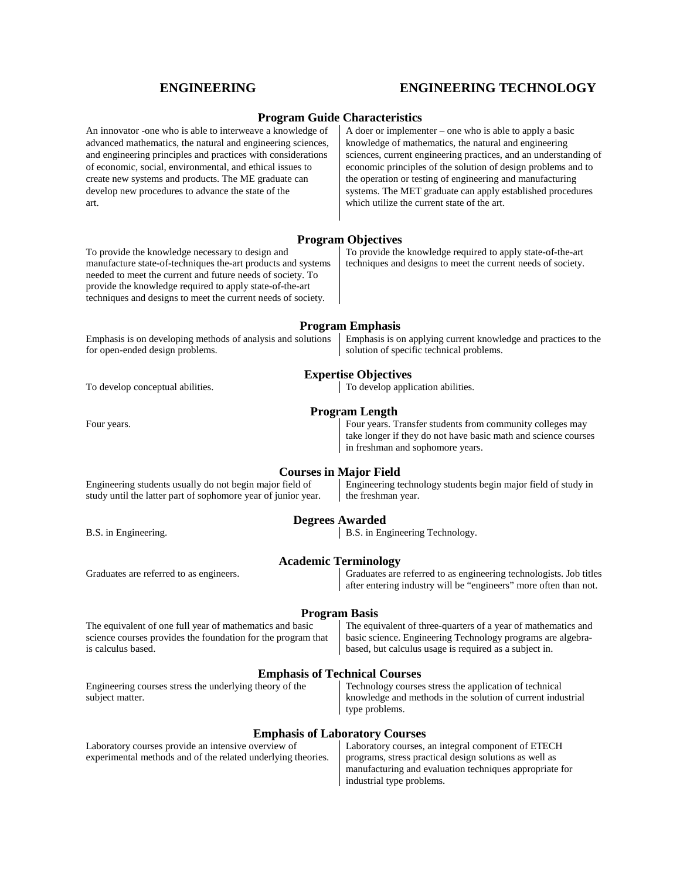| ENGINEERING | ENGINEERING TECHNOLOGY |
|---|---|
| **Program Guide Characteristics** | |
| An innovator -one who is able to interweave a knowledge of advanced mathematics, the natural and engineering sciences, and engineering principles and practices with considerations of economic, social, environmental, and ethical issues to create new systems and products. The ME graduate can develop new procedures to advance the state of the art. | A doer or implementer – one who is able to apply a basic knowledge of mathematics, the natural and engineering sciences, current engineering practices, and an understanding of economic principles of the solution of design problems and to the operation or testing of engineering and manufacturing systems. The MET graduate can apply established procedures which utilize the current state of the art. |
| **Program Objectives** | |
| To provide the knowledge necessary to design and manufacture state-of-techniques the-art products and systems needed to meet the current and future needs of society. To provide the knowledge required to apply state-of-the-art techniques and designs to meet the current needs of society. | To provide the knowledge required to apply state-of-the-art techniques and designs to meet the current needs of society. |
| **Program Emphasis** | |
| Emphasis is on developing methods of analysis and solutions for open-ended design problems. | Emphasis is on applying current knowledge and practices to the solution of specific technical problems. |
| **Expertise Objectives** | |
| To develop conceptual abilities. | To develop application abilities. |
| **Program Length** | |
| Four years. | Four years. Transfer students from community colleges may take longer if they do not have basic math and science courses in freshman and sophomore years. |
| **Courses in Major Field** | |
| Engineering students usually do not begin major field of study until the latter part of sophomore year of junior year. | Engineering technology students begin major field of study in the freshman year. |
| **Degrees Awarded** | |
| B.S. in Engineering. | B.S. in Engineering Technology. |
| **Academic Terminology** | |
| Graduates are referred to as engineers. | Graduates are referred to as engineering technologists. Job titles after entering industry will be "engineers" more often than not. |
| **Program Basis** | |
| The equivalent of one full year of mathematics and basic science courses provides the foundation for the program that is calculus based. | The equivalent of three-quarters of a year of mathematics and basic science. Engineering Technology programs are algebra-based, but calculus usage is required as a subject in. |
| **Emphasis of Technical Courses** | |
| Engineering courses stress the underlying theory of the subject matter. | Technology courses stress the application of technical knowledge and methods in the solution of current industrial type problems. |
| **Emphasis of Laboratory Courses** | |
| Laboratory courses provide an intensive overview of experimental methods and of the related underlying theories. | Laboratory courses, an integral component of ETECH programs, stress practical design solutions as well as manufacturing and evaluation techniques appropriate for industrial type problems. |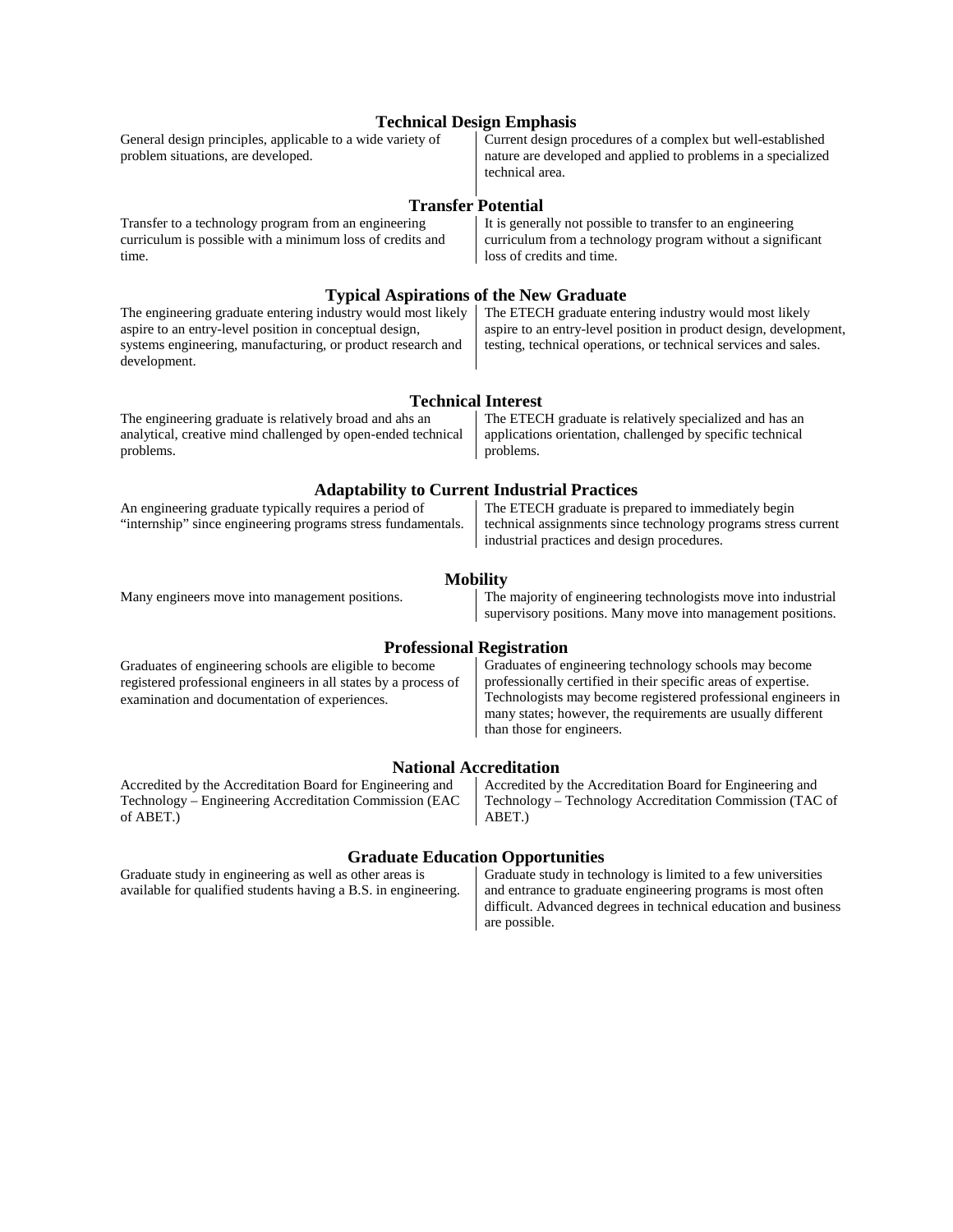### Technical Design Emphasis

General design principles, applicable to a wide variety of problem situations, are developed.

Current design procedures of a complex but well-established nature are developed and applied to problems in a specialized technical area.

### Transfer Potential

Transfer to a technology program from an engineering curriculum is possible with a minimum loss of credits and time.

It is generally not possible to transfer to an engineering curriculum from a technology program without a significant loss of credits and time.

### Typical Aspirations of the New Graduate

The engineering graduate entering industry would most likely aspire to an entry-level position in conceptual design, systems engineering, manufacturing, or product research and development.

The ETECH graduate entering industry would most likely aspire to an entry-level position in product design, development, testing, technical operations, or technical services and sales.

### Technical Interest

The engineering graduate is relatively broad and ahs an analytical, creative mind challenged by open-ended technical problems.

The ETECH graduate is relatively specialized and has an applications orientation, challenged by specific technical problems.

### Adaptability to Current Industrial Practices

An engineering graduate typically requires a period of "internship" since engineering programs stress fundamentals.

The ETECH graduate is prepared to immediately begin technical assignments since technology programs stress current industrial practices and design procedures.

### Mobility

Many engineers move into management positions.

The majority of engineering technologists move into industrial supervisory positions. Many move into management positions.

### Professional Registration

Graduates of engineering schools are eligible to become registered professional engineers in all states by a process of examination and documentation of experiences.

Graduates of engineering technology schools may become professionally certified in their specific areas of expertise. Technologists may become registered professional engineers in many states; however, the requirements are usually different than those for engineers.

### National Accreditation

Accredited by the Accreditation Board for Engineering and Technology – Engineering Accreditation Commission (EAC of ABET.)

Accredited by the Accreditation Board for Engineering and Technology – Technology Accreditation Commission (TAC of ABET.)

### Graduate Education Opportunities

Graduate study in engineering as well as other areas is available for qualified students having a B.S. in engineering.

Graduate study in technology is limited to a few universities and entrance to graduate engineering programs is most often difficult. Advanced degrees in technical education and business are possible.